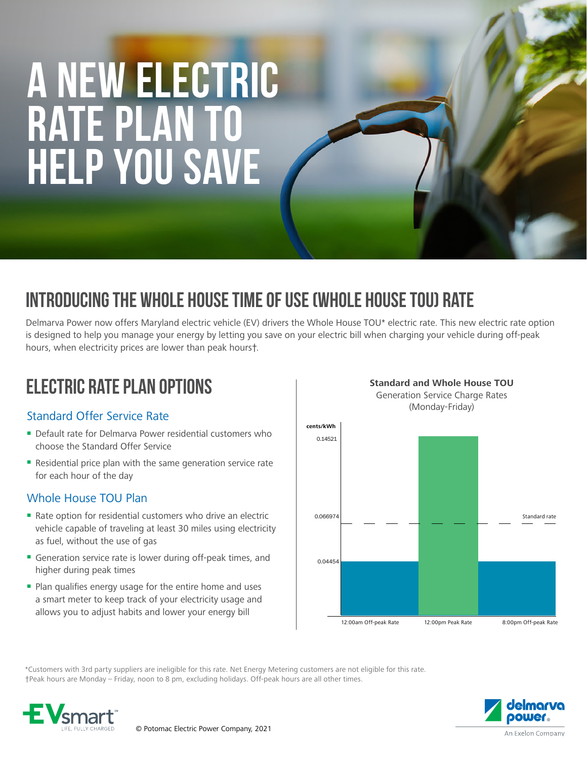# A NEW ELECTRIC RATE PLAN TO HELP YOU SAVE

## INTRODUCING THE WHOLE HOUSE TIME OF USE (WHOLE HOUSE TOU) RATE

Delmarva Power now offers Maryland electric vehicle (EV) drivers the Whole House TOU* electric rate. This new electric rate option is designed to help you manage your energy by letting you save on your electric bill when charging your vehicle during off-peak hours, when electricity prices are lower than peak hours†.

## ELECTRIC RATE PLAN OPTIONS

### Standard Offer Service Rate

- Default rate for Delmarva Power residential customers who choose the Standard Offer Service
- Residential price plan with the same generation service rate for each hour of the day

### Whole House TOU Plan

- Rate option for residential customers who drive an electric vehicle capable of traveling at least 30 miles using electricity as fuel, without the use of gas
- Generation service rate is lower during off-peak times, and higher during peak times
- Plan qualifies energy usage for the entire home and uses a smart meter to keep track of your electricity usage and allows you to adjust habits and lower your energy bill

**Standard and Whole House TOU**
Generation Service Charge Rates
(Monday-Friday)

| Period | cents/kWh |
|---|---|
| 12:00am Off-peak Rate | 0.04454 |
| 12:00pm Peak Rate | 0.14521 |
| 8:00pm Off-peak Rate | 0.04454 |
| Standard rate | 0.066974 |

*Customers with 3rd party suppliers are ineligible for this rate. Net Energy Metering customers are not eligible for this rate.
†Peak hours are Monday – Friday, noon to 8 pm, excluding holidays. Off-peak hours are all other times.

EVsmart℠ LIFE, FULLY CHARGED

© Potomac Electric Power Company, 2021

delmarva power® An Exelon Company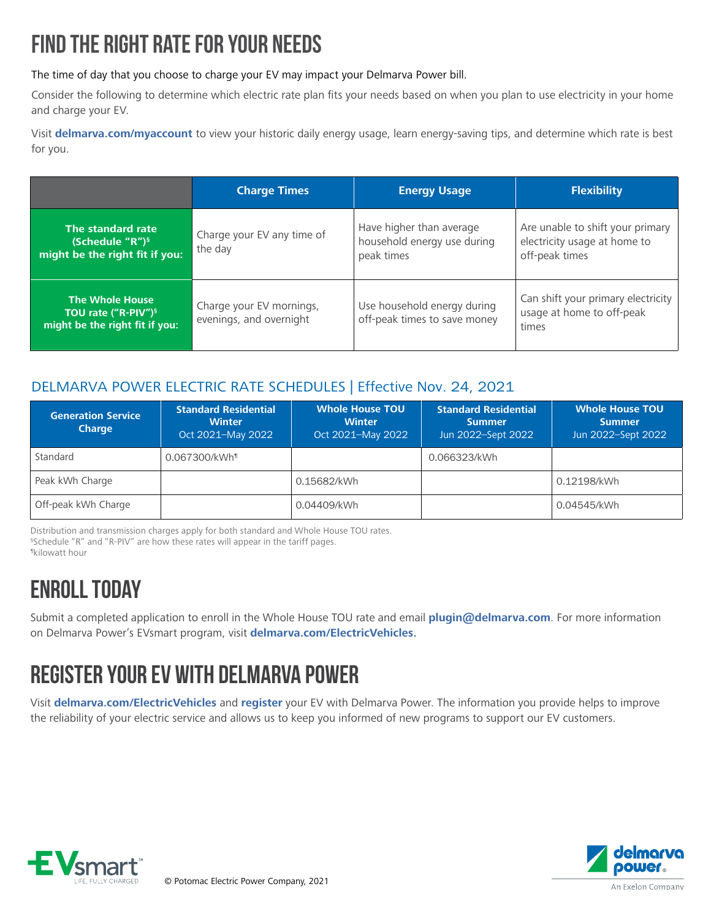# FIND THE RIGHT RATE FOR YOUR NEEDS

The time of day that you choose to charge your EV may impact your Delmarva Power bill.

Consider the following to determine which electric rate plan fits your needs based on when you plan to use electricity in your home and charge your EV.

Visit **delmarva.com/myaccount** to view your historic daily energy usage, learn energy-saving tips, and determine which rate is best for you.

| | Charge Times | Energy Usage | Flexibility |
|---|---|---|---|
| **The standard rate (Schedule "R")§ might be the right fit if you:** | Charge your EV any time of the day | Have higher than average household energy use during peak times | Are unable to shift your primary electricity usage at home to off-peak times |
| **The Whole House TOU rate ("R-PIV")§ might be the right fit if you:** | Charge your EV mornings, evenings, and overnight | Use household energy during off-peak times to save money | Can shift your primary electricity usage at home to off-peak times |

## DELMARVA POWER ELECTRIC RATE SCHEDULES | Effective Nov. 24, 2021

| Generation Service Charge | Standard Residential Winter Oct 2021–May 2022 | Whole House TOU Winter Oct 2021–May 2022 | Standard Residential Summer Jun 2022–Sept 2022 | Whole House TOU Summer Jun 2022–Sept 2022 |
|---|---|---|---|---|
| Standard | 0.067300/kWh¶ | | 0.066323/kWh | |
| Peak kWh Charge | | 0.15682/kWh | | 0.12198/kWh |
| Off-peak kWh Charge | | 0.04409/kWh | | 0.04545/kWh |

Distribution and transmission charges apply for both standard and Whole House TOU rates.
§Schedule "R" and "R-PIV" are how these rates will appear in the tariff pages.
¶kilowatt hour

# ENROLL TODAY

Submit a completed application to enroll in the Whole House TOU rate and email **plugin@delmarva.com**. For more information on Delmarva Power's EVsmart program, visit **delmarva.com/ElectricVehicles.**

# REGISTER YOUR EV WITH DELMARVA POWER

Visit **delmarva.com/ElectricVehicles** and **register** your EV with Delmarva Power. The information you provide helps to improve the reliability of your electric service and allows us to keep you informed of new programs to support our EV customers.

EVsmart℠ LIFE, FULLY CHARGED

© Potomac Electric Power Company, 2021

delmarva power. An Exelon Company